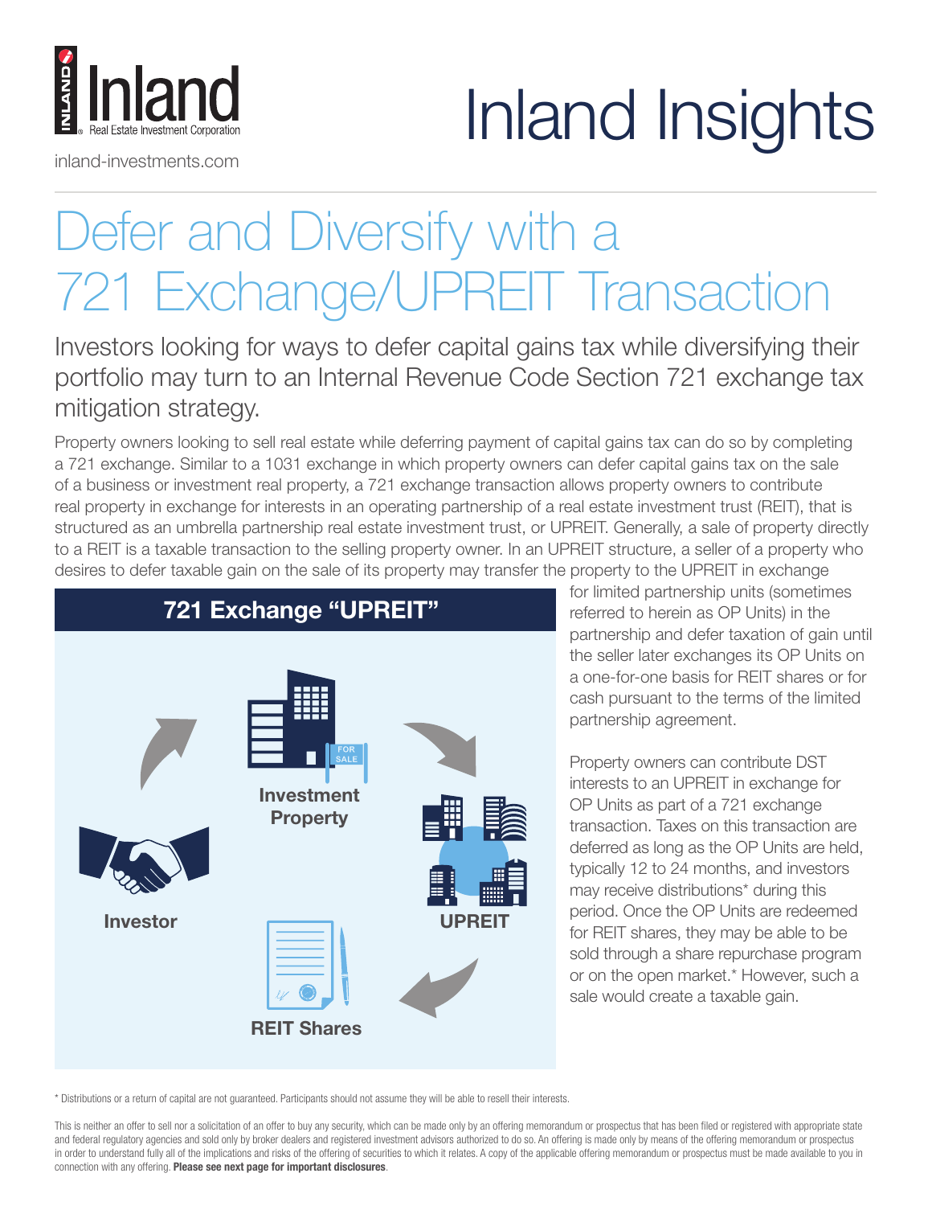Inland Real Estate Investment Corporation

inland-investments.com

# Inland Insights

# Defer and Diversify with a 721 Exchange/UPREIT Transaction

## Investors looking for ways to defer capital gains tax while diversifying their portfolio may turn to an Internal Revenue Code Section 721 exchange tax mitigation strategy.

Property owners looking to sell real estate while deferring payment of capital gains tax can do so by completing a 721 exchange. Similar to a 1031 exchange in which property owners can defer capital gains tax on the sale of a business or investment real property, a 721 exchange transaction allows property owners to contribute real property in exchange for interests in an operating partnership of a real estate investment trust (REIT), that is structured as an umbrella partnership real estate investment trust, or UPREIT. Generally, a sale of property directly to a REIT is a taxable transaction to the selling property owner. In an UPREIT structure, a seller of a property who desires to defer taxable gain on the sale of its property may transfer the property to the UPREIT in exchange for limited partnership units (sometimes referred to herein as OP Units) in the partnership and defer taxation of gain until the seller later exchanges its OP Units on a one-for-one basis for REIT shares or for cash pursuant to the terms of the limited partnership agreement.

**721 Exchange "UPREIT"**

Investment Property → UPREIT → REIT Shares → Investor

Property owners can contribute DST interests to an UPREIT in exchange for OP Units as part of a 721 exchange transaction. Taxes on this transaction are deferred as long as the OP Units are held, typically 12 to 24 months, and investors may receive distributions* during this period. Once the OP Units are redeemed for REIT shares, they may be able to be sold through a share repurchase program or on the open market.* However, such a sale would create a taxable gain.

* Distributions or a return of capital are not guaranteed. Participants should not assume they will be able to resell their interests.

This is neither an offer to sell nor a solicitation of an offer to buy any security, which can be made only by an offering memorandum or prospectus that has been filed or registered with appropriate state and federal regulatory agencies and sold only by broker dealers and registered investment advisors authorized to do so. An offering is made only by means of the offering memorandum or prospectus in order to understand fully all of the implications and risks of the offering of securities to which it relates. A copy of the applicable offering memorandum or prospectus must be made available to you in connection with any offering. **Please see next page for important disclosures**.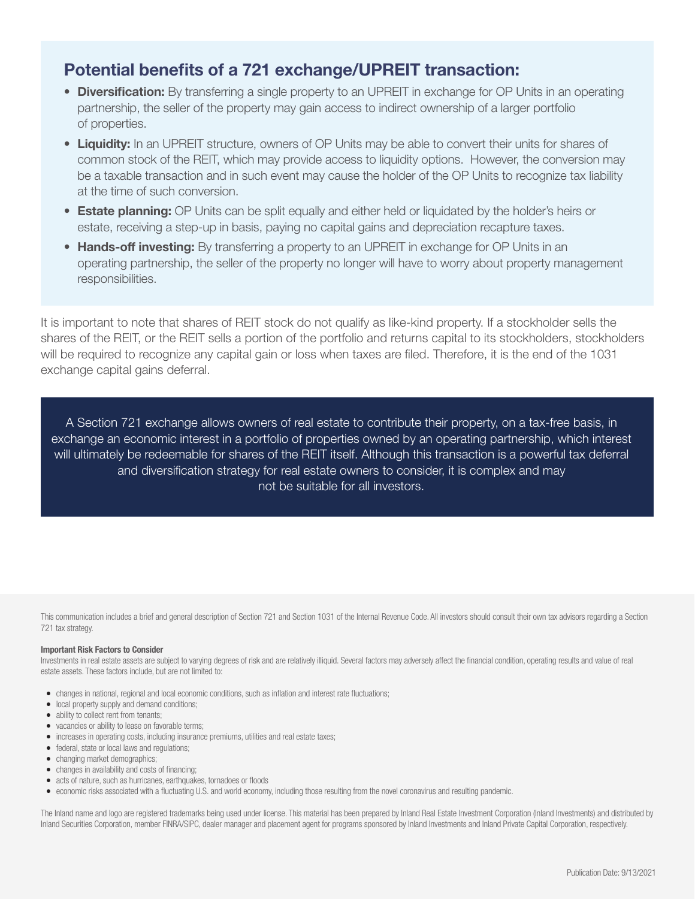## Potential benefits of a 721 exchange/UPREIT transaction:

- **Diversification:** By transferring a single property to an UPREIT in exchange for OP Units in an operating partnership, the seller of the property may gain access to indirect ownership of a larger portfolio of properties.
- **Liquidity:** In an UPREIT structure, owners of OP Units may be able to convert their units for shares of common stock of the REIT, which may provide access to liquidity options. However, the conversion may be a taxable transaction and in such event may cause the holder of the OP Units to recognize tax liability at the time of such conversion.
- **Estate planning:** OP Units can be split equally and either held or liquidated by the holder's heirs or estate, receiving a step-up in basis, paying no capital gains and depreciation recapture taxes.
- **Hands-off investing:** By transferring a property to an UPREIT in exchange for OP Units in an operating partnership, the seller of the property no longer will have to worry about property management responsibilities.

It is important to note that shares of REIT stock do not qualify as like-kind property. If a stockholder sells the shares of the REIT, or the REIT sells a portion of the portfolio and returns capital to its stockholders, stockholders will be required to recognize any capital gain or loss when taxes are filed. Therefore, it is the end of the 1031 exchange capital gains deferral.

A Section 721 exchange allows owners of real estate to contribute their property, on a tax-free basis, in exchange an economic interest in a portfolio of properties owned by an operating partnership, which interest will ultimately be redeemable for shares of the REIT itself. Although this transaction is a powerful tax deferral and diversification strategy for real estate owners to consider, it is complex and may not be suitable for all investors.

This communication includes a brief and general description of Section 721 and Section 1031 of the Internal Revenue Code. All investors should consult their own tax advisors regarding a Section 721 tax strategy.

**Important Risk Factors to Consider**

Investments in real estate assets are subject to varying degrees of risk and are relatively illiquid. Several factors may adversely affect the financial condition, operating results and value of real estate assets. These factors include, but are not limited to:

- changes in national, regional and local economic conditions, such as inflation and interest rate fluctuations;
- local property supply and demand conditions;
- ability to collect rent from tenants;
- vacancies or ability to lease on favorable terms;
- increases in operating costs, including insurance premiums, utilities and real estate taxes;
- federal, state or local laws and regulations;
- changing market demographics;
- changes in availability and costs of financing;
- acts of nature, such as hurricanes, earthquakes, tornadoes or floods
- economic risks associated with a fluctuating U.S. and world economy, including those resulting from the novel coronavirus and resulting pandemic.

The Inland name and logo are registered trademarks being used under license. This material has been prepared by Inland Real Estate Investment Corporation (Inland Investments) and distributed by Inland Securities Corporation, member FINRA/SIPC, dealer manager and placement agent for programs sponsored by Inland Investments and Inland Private Capital Corporation, respectively.

Publication Date: 9/13/2021